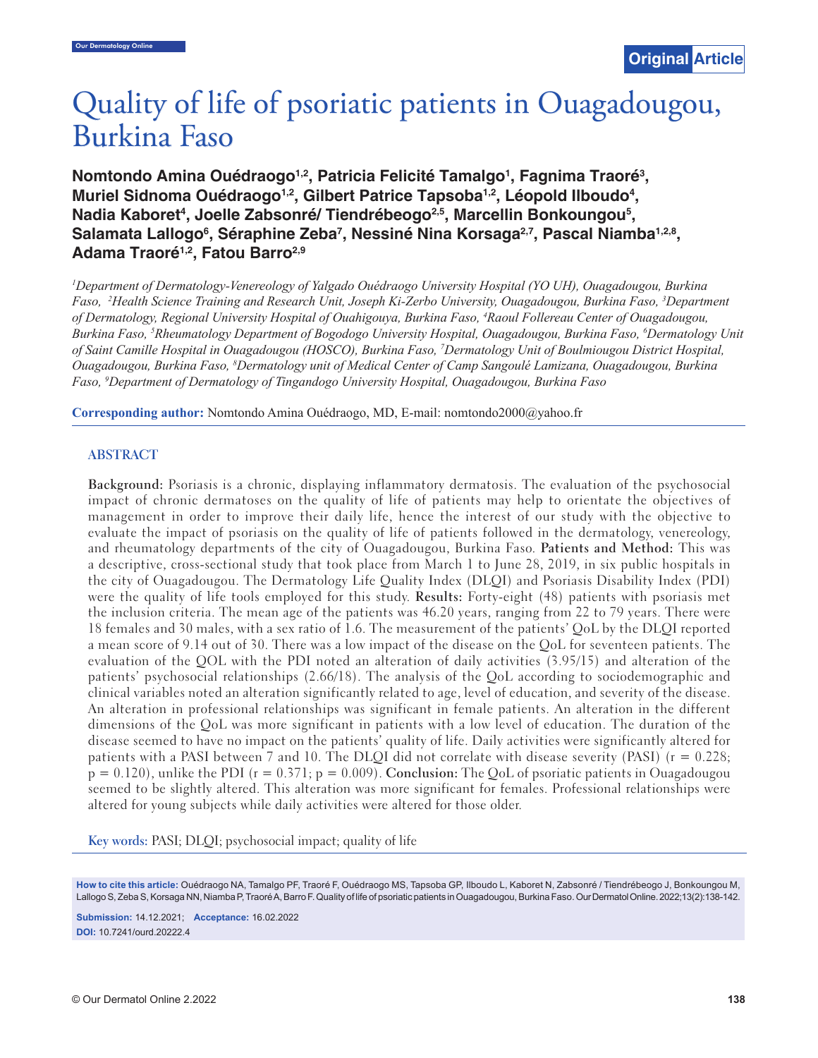# Quality of life of psoriatic patients in Ouagadougou, Burkina Faso

**Nomtondo Amina Ouédraogo[1,2], Patricia Felicité Tamalgo[1], Fagnima Traoré[3], Muriel Sidnoma Ouédraogo[1,2], Gilbert Patrice Tapsoba[1,2], Léopold Ilboudo[4], Nadia Kaboret[4], Joelle Zabsonré/ Tiendrébeogo[2,5], Marcellin Bonkoungou[5], Salamata Lallogo[6], Séraphine Zeba[7], Nessiné Nina Korsaga[2,7], Pascal Niamba[1,2,8], Adama Traoré[1,2], Fatou Barro[2,9]**

*[1]Department of Dermatology-Venereology of Yalgado Ouédraogo University Hospital (YO UH), Ouagadougou, Burkina Faso, [2]Health Science Training and Research Unit, Joseph Ki-Zerbo University, Ouagadougou, Burkina Faso, [3]Department of Dermatology, Regional University Hospital of Ouahigouya, Burkina Faso, [4]Raoul Follereau Center of Ouagadougou, Burkina Faso, [5]Rheumatology Department of Bogodogo University Hospital, Ouagadougou, Burkina Faso, [6]Dermatology Unit of Saint Camille Hospital in Ouagadougou (HOSCO), Burkina Faso, [7]Dermatology Unit of Boulmiougou District Hospital, Ouagadougou, Burkina Faso, [8]Dermatology unit of Medical Center of Camp Sangoulé Lamizana, Ouagadougou, Burkina Faso, [9]Department of Dermatology of Tingandogo University Hospital, Ouagadougou, Burkina Faso*

**Corresponding author:** Nomtondo Amina Ouédraogo, MD, E-mail: nomtondo2000@yahoo.fr

## ABSTRACT

**Background:** Psoriasis is a chronic, displaying inflammatory dermatosis. The evaluation of the psychosocial impact of chronic dermatoses on the quality of life of patients may help to orientate the objectives of management in order to improve their daily life, hence the interest of our study with the objective to evaluate the impact of psoriasis on the quality of life of patients followed in the dermatology, venereology, and rheumatology departments of the city of Ouagadougou, Burkina Faso. **Patients and Method:** This was a descriptive, cross-sectional study that took place from March 1 to June 28, 2019, in six public hospitals in the city of Ouagadougou. The Dermatology Life Quality Index (DLQI) and Psoriasis Disability Index (PDI) were the quality of life tools employed for this study. **Results:** Forty-eight (48) patients with psoriasis met the inclusion criteria. The mean age of the patients was 46.20 years, ranging from 22 to 79 years. There were 18 females and 30 males, with a sex ratio of 1.6. The measurement of the patients' QoL by the DLQI reported a mean score of 9.14 out of 30. There was a low impact of the disease on the QoL for seventeen patients. The evaluation of the QOL with the PDI noted an alteration of daily activities (3.95/15) and alteration of the patients' psychosocial relationships (2.66/18). The analysis of the QoL according to sociodemographic and clinical variables noted an alteration significantly related to age, level of education, and severity of the disease. An alteration in professional relationships was significant in female patients. An alteration in the different dimensions of the QoL was more significant in patients with a low level of education. The duration of the disease seemed to have no impact on the patients' quality of life. Daily activities were significantly altered for patients with a PASI between 7 and 10. The DLQI did not correlate with disease severity (PASI) ($r = 0.228$; $p = 0.120$), unlike the PDI ($r = 0.371$; $p = 0.009$). **Conclusion:** The QoL of psoriatic patients in Ouagadougou seemed to be slightly altered. This alteration was more significant for females. Professional relationships were altered for young subjects while daily activities were altered for those older.

**Key words:** PASI; DLQI; psychosocial impact; quality of life

**How to cite this article:** Ouédraogo NA, Tamalgo PF, Traoré F, Ouédraogo MS, Tapsoba GP, Ilboudo L, Kaboret N, Zabsonré / Tiendrébeogo J, Bonkoungou M, Lallogo S, Zeba S, Korsaga NN, Niamba P, Traoré A, Barro F. Quality of life of psoriatic patients in Ouagadougou, Burkina Faso. Our Dermatol Online. 2022;13(2):138-142.

**Submission:** 14.12.2021; **Acceptance:** 16.02.2022

**DOI:** 10.7241/ourd.20222.4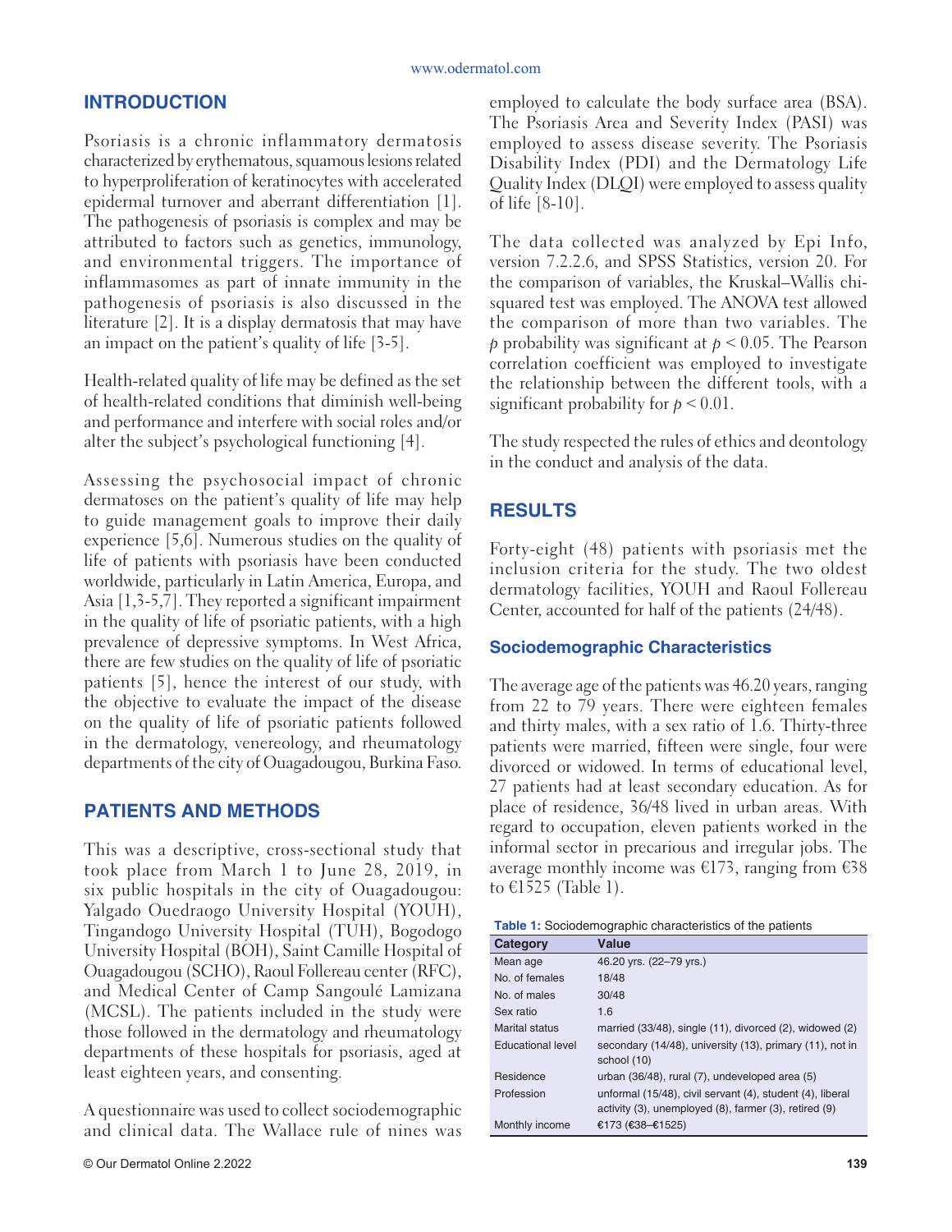## INTRODUCTION

Psoriasis is a chronic inflammatory dermatosis characterized by erythematous, squamous lesions related to hyperproliferation of keratinocytes with accelerated epidermal turnover and aberrant differentiation [1]. The pathogenesis of psoriasis is complex and may be attributed to factors such as genetics, immunology, and environmental triggers. The importance of inflammasomes as part of innate immunity in the pathogenesis of psoriasis is also discussed in the literature [2]. It is a display dermatosis that may have an impact on the patient's quality of life [3-5].

Health-related quality of life may be defined as the set of health-related conditions that diminish well-being and performance and interfere with social roles and/or alter the subject's psychological functioning [4].

Assessing the psychosocial impact of chronic dermatoses on the patient's quality of life may help to guide management goals to improve their daily experience [5,6]. Numerous studies on the quality of life of patients with psoriasis have been conducted worldwide, particularly in Latin America, Europa, and Asia [1,3-5,7]. They reported a significant impairment in the quality of life of psoriatic patients, with a high prevalence of depressive symptoms. In West Africa, there are few studies on the quality of life of psoriatic patients [5], hence the interest of our study, with the objective to evaluate the impact of the disease on the quality of life of psoriatic patients followed in the dermatology, venereology, and rheumatology departments of the city of Ouagadougou, Burkina Faso.

## PATIENTS AND METHODS

This was a descriptive, cross-sectional study that took place from March 1 to June 28, 2019, in six public hospitals in the city of Ouagadougou: Yalgado Ouedraogo University Hospital (YOUH), Tingandogo University Hospital (TUH), Bogodogo University Hospital (BOH), Saint Camille Hospital of Ouagadougou (SCHO), Raoul Follereau center (RFC), and Medical Center of Camp Sangoulé Lamizana (MCSL). The patients included in the study were those followed in the dermatology and rheumatology departments of these hospitals for psoriasis, aged at least eighteen years, and consenting.

A questionnaire was used to collect sociodemographic and clinical data. The Wallace rule of nines was employed to calculate the body surface area (BSA). The Psoriasis Area and Severity Index (PASI) was employed to assess disease severity. The Psoriasis Disability Index (PDI) and the Dermatology Life Quality Index (DLQI) were employed to assess quality of life [8-10].

The data collected was analyzed by Epi Info, version 7.2.2.6, and SPSS Statistics, version 20. For the comparison of variables, the Kruskal–Wallis chi-squared test was employed. The ANOVA test allowed the comparison of more than two variables. The $p$ probability was significant at $p < 0.05$. The Pearson correlation coefficient was employed to investigate the relationship between the different tools, with a significant probability for $p < 0.01$.

The study respected the rules of ethics and deontology in the conduct and analysis of the data.

## RESULTS

Forty-eight (48) patients with psoriasis met the inclusion criteria for the study. The two oldest dermatology facilities, YOUH and Raoul Follereau Center, accounted for half of the patients (24/48).

### Sociodemographic Characteristics

The average age of the patients was 46.20 years, ranging from 22 to 79 years. There were eighteen females and thirty males, with a sex ratio of 1.6. Thirty-three patients were married, fifteen were single, four were divorced or widowed. In terms of educational level, 27 patients had at least secondary education. As for place of residence, 36/48 lived in urban areas. With regard to occupation, eleven patients worked in the informal sector in precarious and irregular jobs. The average monthly income was €173, ranging from €38 to €1525 (Table 1).

**Table 1:** Sociodemographic characteristics of the patients

| Category | Value |
|---|---|
| Mean age | 46.20 yrs. (22–79 yrs.) |
| No. of females | 18/48 |
| No. of males | 30/48 |
| Sex ratio | 1.6 |
| Marital status | married (33/48), single (11), divorced (2), widowed (2) |
| Educational level | secondary (14/48), university (13), primary (11), not in school (10) |
| Residence | urban (36/48), rural (7), undeveloped area (5) |
| Profession | unformal (15/48), civil servant (4), student (4), liberal activity (3), unemployed (8), farmer (3), retired (9) |
| Monthly income | €173 (€38–€1525) |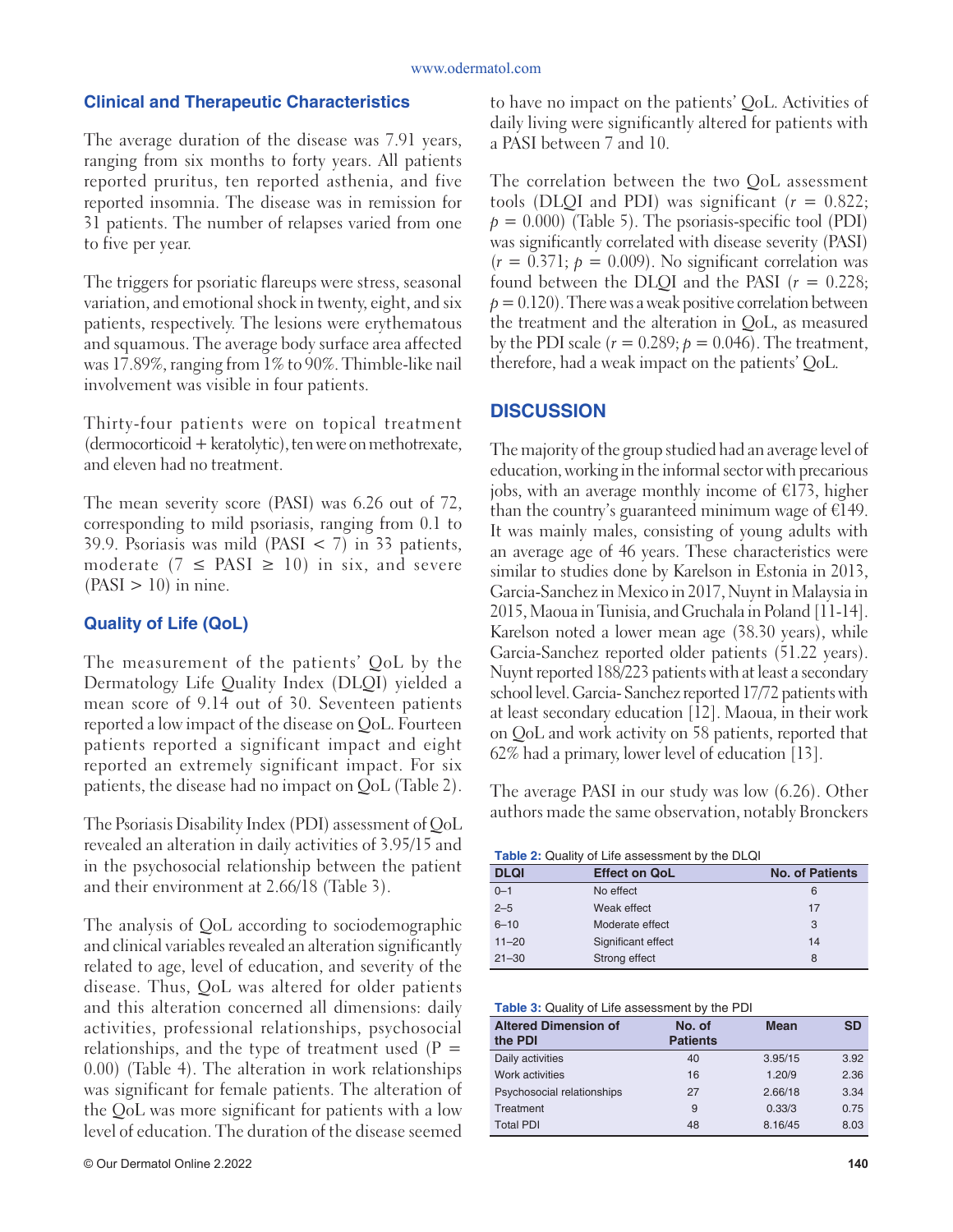### Clinical and Therapeutic Characteristics

The average duration of the disease was 7.91 years, ranging from six months to forty years. All patients reported pruritus, ten reported asthenia, and five reported insomnia. The disease was in remission for 31 patients. The number of relapses varied from one to five per year.

The triggers for psoriatic flareups were stress, seasonal variation, and emotional shock in twenty, eight, and six patients, respectively. The lesions were erythematous and squamous. The average body surface area affected was 17.89%, ranging from 1% to 90%. Thimble-like nail involvement was visible in four patients.

Thirty-four patients were on topical treatment (dermocorticoid + keratolytic), ten were on methotrexate, and eleven had no treatment.

The mean severity score (PASI) was 6.26 out of 72, corresponding to mild psoriasis, ranging from 0.1 to 39.9. Psoriasis was mild (PASI < 7) in 33 patients, moderate (7 ≤ PASI ≥ 10) in six, and severe (PASI > 10) in nine.

### Quality of Life (QoL)

The measurement of the patients' QoL by the Dermatology Life Quality Index (DLQI) yielded a mean score of 9.14 out of 30. Seventeen patients reported a low impact of the disease on QoL. Fourteen patients reported a significant impact and eight reported an extremely significant impact. For six patients, the disease had no impact on QoL (Table 2).

The Psoriasis Disability Index (PDI) assessment of QoL revealed an alteration in daily activities of 3.95/15 and in the psychosocial relationship between the patient and their environment at 2.66/18 (Table 3).

The analysis of QoL according to sociodemographic and clinical variables revealed an alteration significantly related to age, level of education, and severity of the disease. Thus, QoL was altered for older patients and this alteration concerned all dimensions: daily activities, professional relationships, psychosocial relationships, and the type of treatment used (P = 0.00) (Table 4). The alteration in work relationships was significant for female patients. The alteration of the QoL was more significant for patients with a low level of education. The duration of the disease seemed to have no impact on the patients' QoL. Activities of daily living were significantly altered for patients with a PASI between 7 and 10.

The correlation between the two QoL assessment tools (DLQI and PDI) was significant ($r$ = 0.822; $p$ = 0.000) (Table 5). The psoriasis-specific tool (PDI) was significantly correlated with disease severity (PASI) ($r$ = 0.371; $p$ = 0.009). No significant correlation was found between the DLQI and the PASI ($r$ = 0.228; $p$ = 0.120). There was a weak positive correlation between the treatment and the alteration in QoL, as measured by the PDI scale ($r$ = 0.289; $p$ = 0.046). The treatment, therefore, had a weak impact on the patients' QoL.

## DISCUSSION

The majority of the group studied had an average level of education, working in the informal sector with precarious jobs, with an average monthly income of €173, higher than the country's guaranteed minimum wage of €149. It was mainly males, consisting of young adults with an average age of 46 years. These characteristics were similar to studies done by Karelson in Estonia in 2013, Garcia-Sanchez in Mexico in 2017, Nuynt in Malaysia in 2015, Maoua in Tunisia, and Gruchala in Poland [11-14]. Karelson noted a lower mean age (38.30 years), while Garcia-Sanchez reported older patients (51.22 years). Nuynt reported 188/223 patients with at least a secondary school level. Garcia- Sanchez reported 17/72 patients with at least secondary education [12]. Maoua, in their work on QoL and work activity on 58 patients, reported that 62% had a primary, lower level of education [13].

The average PASI in our study was low (6.26). Other authors made the same observation, notably Bronckers

**Table 2:** Quality of Life assessment by the DLQI

| DLQI | Effect on QoL | No. of Patients |
|---|---|---|
| 0–1 | No effect | 6 |
| 2–5 | Weak effect | 17 |
| 6–10 | Moderate effect | 3 |
| 11–20 | Significant effect | 14 |
| 21–30 | Strong effect | 8 |

**Table 3:** Quality of Life assessment by the PDI

| Altered Dimension of the PDI | No. of Patients | Mean | SD |
|---|---|---|---|
| Daily activities | 40 | 3.95/15 | 3.92 |
| Work activities | 16 | 1.20/9 | 2.36 |
| Psychosocial relationships | 27 | 2.66/18 | 3.34 |
| Treatment | 9 | 0.33/3 | 0.75 |
| Total PDI | 48 | 8.16/45 | 8.03 |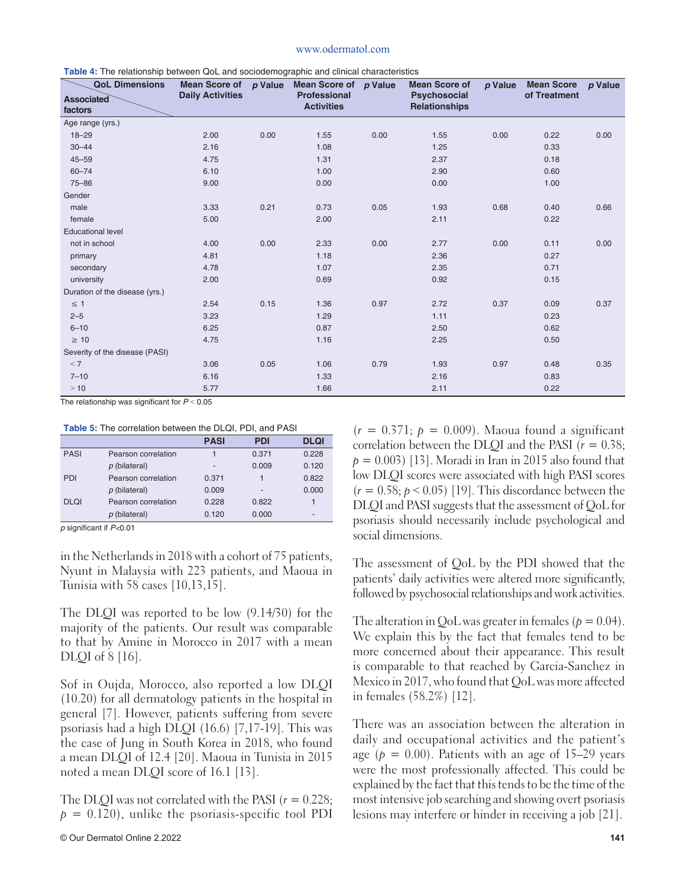**Table 4:** The relationship between QoL and sociodemographic and clinical characteristics

| Associated factors / QoL Dimensions | Mean Score of Daily Activities | p Value | Mean Score of Professional Activities | p Value | Mean Score of Psychosocial Relationships | p Value | Mean Score of Treatment | p Value |
|---|---|---|---|---|---|---|---|---|
| Age range (yrs.) | | | | | | | | |
| 18–29 | 2.00 | 0.00 | 1.55 | 0.00 | 1.55 | 0.00 | 0.22 | 0.00 |
| 30–44 | 2.16 | | 1.08 | | 1.25 | | 0.33 | |
| 45–59 | 4.75 | | 1.31 | | 2.37 | | 0.18 | |
| 60–74 | 6.10 | | 1.00 | | 2.90 | | 0.60 | |
| 75–86 | 9.00 | | 0.00 | | 0.00 | | 1.00 | |
| Gender | | | | | | | | |
| male | 3.33 | 0.21 | 0.73 | 0.05 | 1.93 | 0.68 | 0.40 | 0.66 |
| female | 5.00 | | 2.00 | | 2.11 | | 0.22 | |
| Educational level | | | | | | | | |
| not in school | 4.00 | 0.00 | 2.33 | 0.00 | 2.77 | 0.00 | 0.11 | 0.00 |
| primary | 4.81 | | 1.18 | | 2.36 | | 0.27 | |
| secondary | 4.78 | | 1.07 | | 2.35 | | 0.71 | |
| university | 2.00 | | 0.69 | | 0.92 | | 0.15 | |
| Duration of the disease (yrs.) | | | | | | | | |
| ≤ 1 | 2.54 | 0.15 | 1.36 | 0.97 | 2.72 | 0.37 | 0.09 | 0.37 |
| 2–5 | 3.23 | | 1.29 | | 1.11 | | 0.23 | |
| 6–10 | 6.25 | | 0.87 | | 2.50 | | 0.62 | |
| ≥ 10 | 4.75 | | 1.16 | | 2.25 | | 0.50 | |
| Severity of the disease (PASI) | | | | | | | | |
| < 7 | 3.06 | 0.05 | 1.06 | 0.79 | 1.93 | 0.97 | 0.48 | 0.35 |
| 7–10 | 6.16 | | 1.33 | | 2.16 | | 0.83 | |
| > 10 | 5.77 | | 1.66 | | 2.11 | | 0.22 | |

The relationship was significant for $P < 0.05$

**Table 5:** The correlation between the DLQI, PDI, and PASI

| | | PASI | PDI | DLQI |
|---|---|---|---|---|
| PASI | Pearson correlation | 1 | 0.371 | 0.228 |
| | p (bilateral) | - | 0.009 | 0.120 |
| PDI | Pearson correlation | 0.371 | 1 | 0.822 |
| | p (bilateral) | 0.009 | - | 0.000 |
| DLQI | Pearson correlation | 0.228 | 0.822 | 1 |
| | p (bilateral) | 0.120 | 0.000 | - |

p significant if $P<0.01$

in the Netherlands in 2018 with a cohort of 75 patients, Nyunt in Malaysia with 223 patients, and Maoua in Tunisia with 58 cases [10,13,15].

The DLQI was reported to be low (9.14/30) for the majority of the patients. Our result was comparable to that by Amine in Morocco in 2017 with a mean DLQI of 8 [16].

Sof in Oujda, Morocco, also reported a low DLQI (10.20) for all dermatology patients in the hospital in general [7]. However, patients suffering from severe psoriasis had a high DLQI (16.6) [7,17-19]. This was the case of Jung in South Korea in 2018, who found a mean DLQI of 12.4 [20]. Maoua in Tunisia in 2015 noted a mean DLQI score of 16.1 [13].

The DLQI was not correlated with the PASI ($r = 0.228$; $p = 0.120$), unlike the psoriasis-specific tool PDI ($r = 0.371$; $p = 0.009$). Maoua found a significant correlation between the DLQI and the PASI ($r = 0.38$; $p = 0.003$) [13]. Moradi in Iran in 2015 also found that low DLQI scores were associated with high PASI scores ($r = 0.58$; $p < 0.05$) [19]. This discordance between the DLQI and PASI suggests that the assessment of QoL for psoriasis should necessarily include psychological and social dimensions.

The assessment of QoL by the PDI showed that the patients' daily activities were altered more significantly, followed by psychosocial relationships and work activities.

The alteration in QoL was greater in females ($p = 0.04$). We explain this by the fact that females tend to be more concerned about their appearance. This result is comparable to that reached by Garcia-Sanchez in Mexico in 2017, who found that QoL was more affected in females (58.2%) [12].

There was an association between the alteration in daily and occupational activities and the patient's age ($p = 0.00$). Patients with an age of 15–29 years were the most professionally affected. This could be explained by the fact that this tends to be the time of the most intensive job searching and showing overt psoriasis lesions may interfere or hinder in receiving a job [21].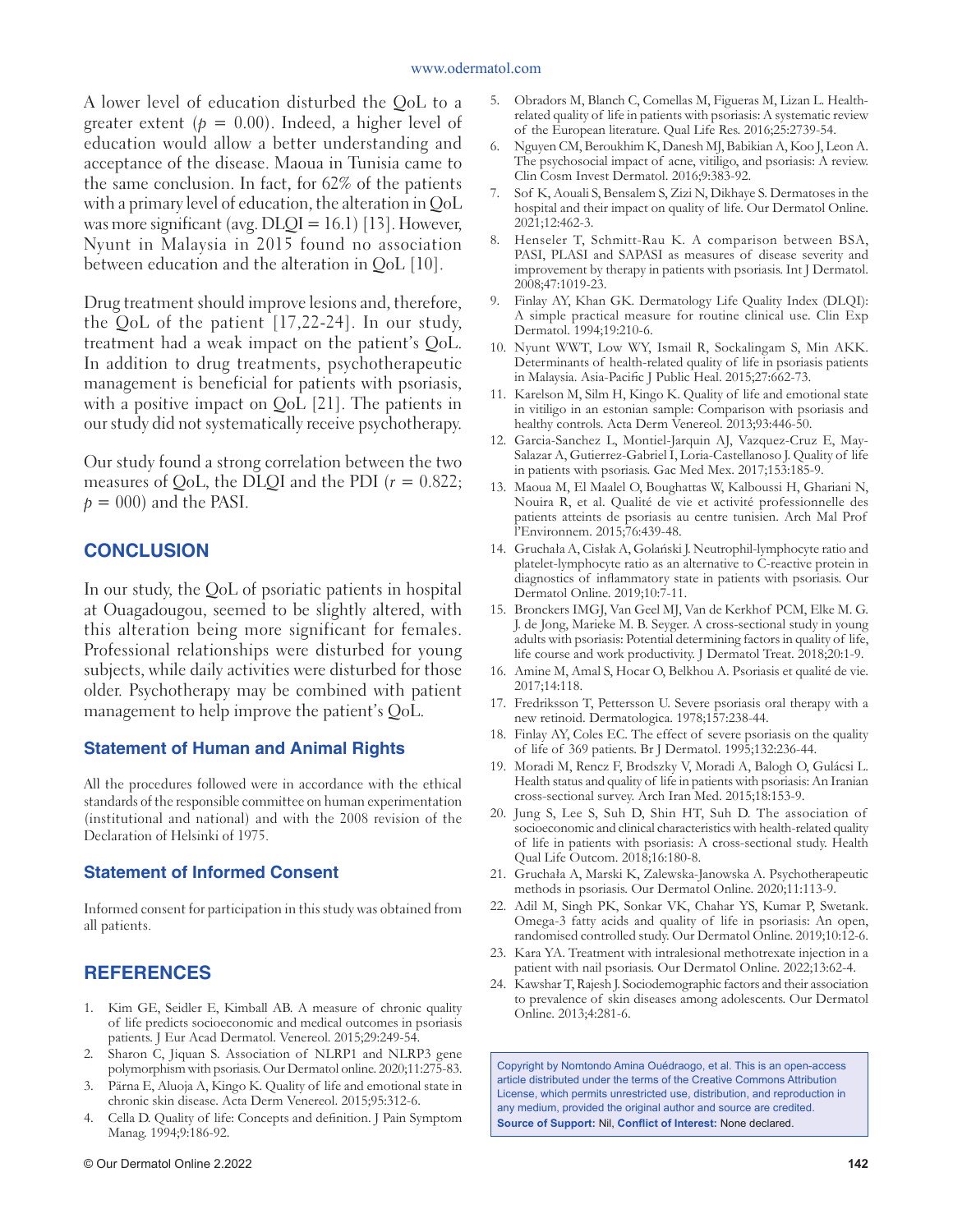A lower level of education disturbed the QoL to a greater extent ($p = 0.00$). Indeed, a higher level of education would allow a better understanding and acceptance of the disease. Maoua in Tunisia came to the same conclusion. In fact, for 62% of the patients with a primary level of education, the alteration in QoL was more significant (avg. DLQI = 16.1) [13]. However, Nyunt in Malaysia in 2015 found no association between education and the alteration in QoL [10].

Drug treatment should improve lesions and, therefore, the QoL of the patient [17,22-24]. In our study, treatment had a weak impact on the patient's QoL. In addition to drug treatments, psychotherapeutic management is beneficial for patients with psoriasis, with a positive impact on QoL [21]. The patients in our study did not systematically receive psychotherapy.

Our study found a strong correlation between the two measures of QoL, the DLQI and the PDI ($r = 0.822$; $p = 000$) and the PASI.

## CONCLUSION

In our study, the QoL of psoriatic patients in hospital at Ouagadougou, seemed to be slightly altered, with this alteration being more significant for females. Professional relationships were disturbed for young subjects, while daily activities were disturbed for those older. Psychotherapy may be combined with patient management to help improve the patient's QoL.

### Statement of Human and Animal Rights

All the procedures followed were in accordance with the ethical standards of the responsible committee on human experimentation (institutional and national) and with the 2008 revision of the Declaration of Helsinki of 1975.

### Statement of Informed Consent

Informed consent for participation in this study was obtained from all patients.

## REFERENCES

1. Kim GE, Seidler E, Kimball AB. A measure of chronic quality of life predicts socioeconomic and medical outcomes in psoriasis patients. J Eur Acad Dermatol. Venereol. 2015;29:249-54.
2. Sharon C, Jiquan S. Association of NLRP1 and NLRP3 gene polymorphism with psoriasis. Our Dermatol online. 2020;11:275-83.
3. Pärna E, Aluoja A, Kingo K. Quality of life and emotional state in chronic skin disease. Acta Derm Venereol. 2015;95:312-6.
4. Cella D. Quality of life: Concepts and definition. J Pain Symptom Manag. 1994;9:186-92.
5. Obradors M, Blanch C, Comellas M, Figueras M, Lizan L. Health-related quality of life in patients with psoriasis: A systematic review of the European literature. Qual Life Res. 2016;25:2739-54.
6. Nguyen CM, Beroukhim K, Danesh MJ, Babikian A, Koo J, Leon A. The psychosocial impact of acne, vitiligo, and psoriasis: A review. Clin Cosm Invest Dermatol. 2016;9:383-92.
7. Sof K, Aouali S, Bensalem S, Zizi N, Dikhaye S. Dermatoses in the hospital and their impact on quality of life. Our Dermatol Online. 2021;12:462-3.
8. Henseler T, Schmitt-Rau K. A comparison between BSA, PASI, PLASI and SAPASI as measures of disease severity and improvement by therapy in patients with psoriasis. Int J Dermatol. 2008;47:1019-23.
9. Finlay AY, Khan GK. Dermatology Life Quality Index (DLQI): A simple practical measure for routine clinical use. Clin Exp Dermatol. 1994;19:210-6.
10. Nyunt WWT, Low WY, Ismail R, Sockalingam S, Min AKK. Determinants of health-related quality of life in psoriasis patients in Malaysia. Asia-Pacific J Public Heal. 2015;27:662-73.
11. Karelson M, Silm H, Kingo K. Quality of life and emotional state in vitiligo in an estonian sample: Comparison with psoriasis and healthy controls. Acta Derm Venereol. 2013;93:446-50.
12. Garcia-Sanchez L, Montiel-Jarquin AJ, Vazquez-Cruz E, May-Salazar A, Gutierrez-Gabriel I, Loria-Castellanoso J. Quality of life in patients with psoriasis. Gac Med Mex. 2017;153:185-9.
13. Maoua M, El Maalel O, Boughattas W, Kalboussi H, Ghariani N, Nouira R, et al. Qualité de vie et activité professionnelle des patients atteints de psoriasis au centre tunisien. Arch Mal Prof l'Environnem. 2015;76:439-48.
14. Gruchała A, Cisłak A, Golański J. Neutrophil-lymphocyte ratio and platelet-lymphocyte ratio as an alternative to C-reactive protein in diagnostics of inflammatory state in patients with psoriasis. Our Dermatol Online. 2019;10:7-11.
15. Bronckers IMGJ, Van Geel MJ, Van de Kerkhof PCM, Elke M. G. J. de Jong, Marieke M. B. Seyger. A cross-sectional study in young adults with psoriasis: Potential determining factors in quality of life, life course and work productivity. J Dermatol Treat. 2018;20:1-9.
16. Amine M, Amal S, Hocar O, Belkhou A. Psoriasis et qualité de vie. 2017;14:118.
17. Fredriksson T, Pettersson U. Severe psoriasis oral therapy with a new retinoid. Dermatologica. 1978;157:238-44.
18. Finlay AY, Coles EC. The effect of severe psoriasis on the quality of life of 369 patients. Br J Dermatol. 1995;132:236-44.
19. Moradi M, Rencz F, Brodszky V, Moradi A, Balogh O, Gulácsi L. Health status and quality of life in patients with psoriasis: An Iranian cross-sectional survey. Arch Iran Med. 2015;18:153-9.
20. Jung S, Lee S, Suh D, Shin HT, Suh D. The association of socioeconomic and clinical characteristics with health-related quality of life in patients with psoriasis: A cross-sectional study. Health Qual Life Outcom. 2018;16:180-8.
21. Gruchała A, Marski K, Zalewska-Janowska A. Psychotherapeutic methods in psoriasis. Our Dermatol Online. 2020;11:113-9.
22. Adil M, Singh PK, Sonkar VK, Chahar YS, Kumar P, Swetank. Omega-3 fatty acids and quality of life in psoriasis: An open, randomised controlled study. Our Dermatol Online. 2019;10:12-6.
23. Kara YA. Treatment with intralesional methotrexate injection in a patient with nail psoriasis. Our Dermatol Online. 2022;13:62-4.
24. Kawshar T, Rajesh J. Sociodemographic factors and their association to prevalence of skin diseases among adolescents. Our Dermatol Online. 2013;4:281-6.

Copyright by Nomtondo Amina Ouédraogo, et al. This is an open-access article distributed under the terms of the Creative Commons Attribution License, which permits unrestricted use, distribution, and reproduction in any medium, provided the original author and source are credited.
**Source of Support:** Nil, **Conflict of Interest:** None declared.